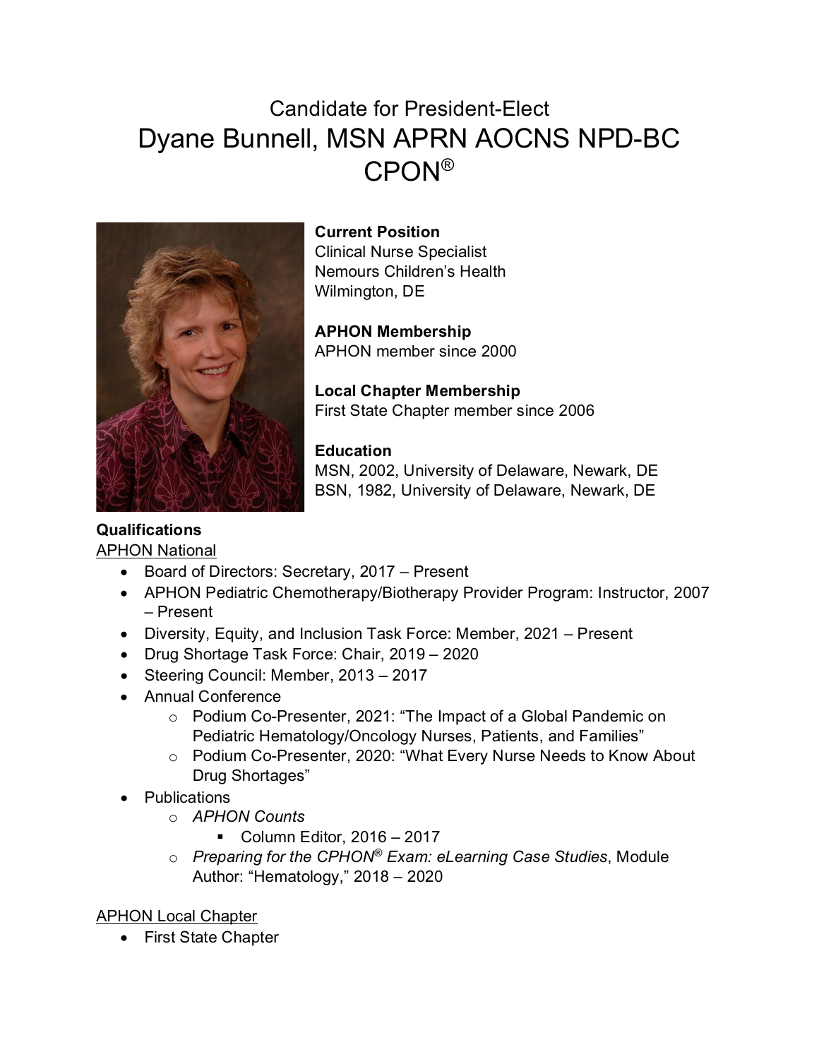# Candidate for President-Elect

# Dyane Bunnell, MSN APRN AOCNS NPD-BC CPON®

**Current Position**
Clinical Nurse Specialist
Nemours Children's Health
Wilmington, DE

**APHON Membership**
APHON member since 2000

**Local Chapter Membership**
First State Chapter member since 2006

**Education**
MSN, 2002, University of Delaware, Newark, DE
BSN, 1982, University of Delaware, Newark, DE

**Qualifications**

APHON National

- Board of Directors: Secretary, 2017 – Present
- APHON Pediatric Chemotherapy/Biotherapy Provider Program: Instructor, 2007 – Present
- Diversity, Equity, and Inclusion Task Force: Member, 2021 – Present
- Drug Shortage Task Force: Chair, 2019 – 2020
- Steering Council: Member, 2013 – 2017
- Annual Conference
  - Podium Co-Presenter, 2021: "The Impact of a Global Pandemic on Pediatric Hematology/Oncology Nurses, Patients, and Families"
  - Podium Co-Presenter, 2020: "What Every Nurse Needs to Know About Drug Shortages"
- Publications
  - *APHON Counts*
    - Column Editor, 2016 – 2017
  - *Preparing for the CPHON® Exam: eLearning Case Studies*, Module Author: "Hematology," 2018 – 2020

APHON Local Chapter

- First State Chapter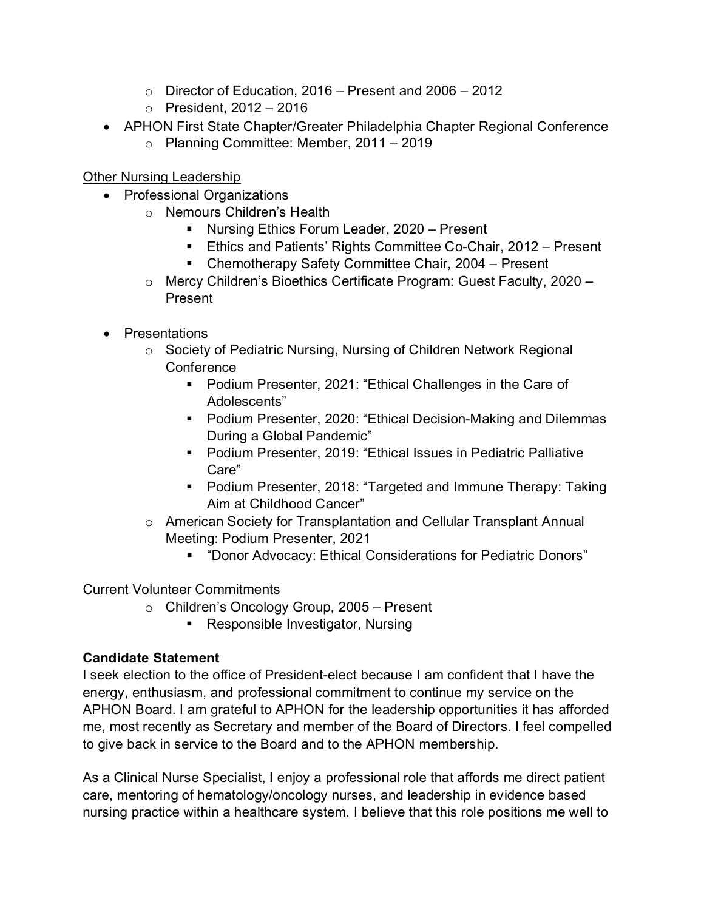- Director of Education, 2016 – Present and 2006 – 2012
  - President, 2012 – 2016
- APHON First State Chapter/Greater Philadelphia Chapter Regional Conference
  - Planning Committee: Member, 2011 – 2019

<u>Other Nursing Leadership</u>

- Professional Organizations
  - Nemours Children's Health
    - Nursing Ethics Forum Leader, 2020 – Present
    - Ethics and Patients' Rights Committee Co-Chair, 2012 – Present
    - Chemotherapy Safety Committee Chair, 2004 – Present
  - Mercy Children's Bioethics Certificate Program: Guest Faculty, 2020 – Present

- Presentations
  - Society of Pediatric Nursing, Nursing of Children Network Regional Conference
    - Podium Presenter, 2021: "Ethical Challenges in the Care of Adolescents"
    - Podium Presenter, 2020: "Ethical Decision-Making and Dilemmas During a Global Pandemic"
    - Podium Presenter, 2019: "Ethical Issues in Pediatric Palliative Care"
    - Podium Presenter, 2018: "Targeted and Immune Therapy: Taking Aim at Childhood Cancer"
  - American Society for Transplantation and Cellular Transplant Annual Meeting: Podium Presenter, 2021
    - "Donor Advocacy: Ethical Considerations for Pediatric Donors"

<u>Current Volunteer Commitments</u>

  - Children's Oncology Group, 2005 – Present
    - Responsible Investigator, Nursing

**Candidate Statement**

I seek election to the office of President-elect because I am confident that I have the energy, enthusiasm, and professional commitment to continue my service on the APHON Board. I am grateful to APHON for the leadership opportunities it has afforded me, most recently as Secretary and member of the Board of Directors. I feel compelled to give back in service to the Board and to the APHON membership.

As a Clinical Nurse Specialist, I enjoy a professional role that affords me direct patient care, mentoring of hematology/oncology nurses, and leadership in evidence based nursing practice within a healthcare system. I believe that this role positions me well to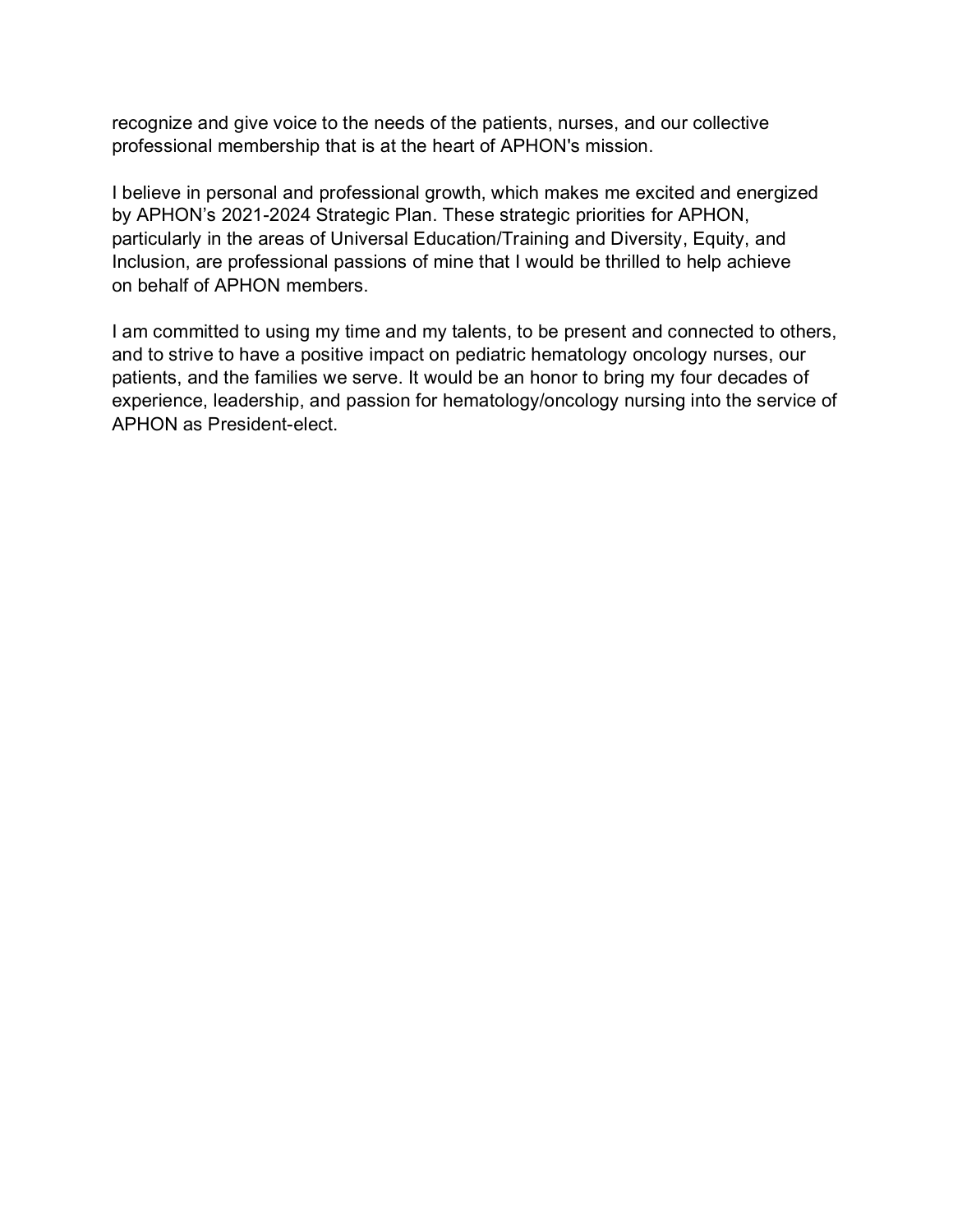recognize and give voice to the needs of the patients, nurses, and our collective professional membership that is at the heart of APHON's mission.

I believe in personal and professional growth, which makes me excited and energized by APHON's 2021-2024 Strategic Plan. These strategic priorities for APHON, particularly in the areas of Universal Education/Training and Diversity, Equity, and Inclusion, are professional passions of mine that I would be thrilled to help achieve on behalf of APHON members.

I am committed to using my time and my talents, to be present and connected to others, and to strive to have a positive impact on pediatric hematology oncology nurses, our patients, and the families we serve. It would be an honor to bring my four decades of experience, leadership, and passion for hematology/oncology nursing into the service of APHON as President-elect.